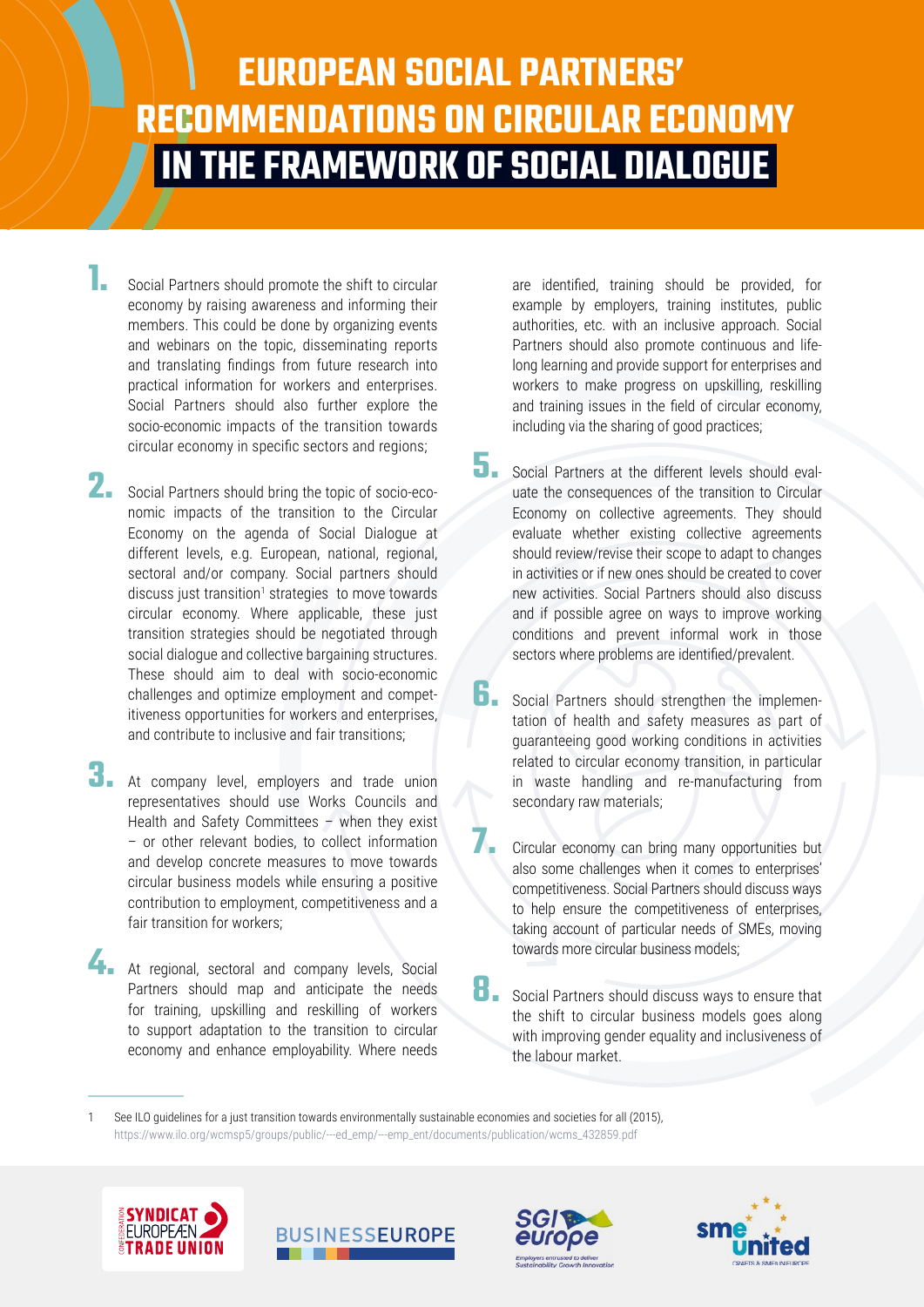# EUROPEAN SOCIAL PARTNERS' RECOMMENDATIONS ON CIRCULAR ECONOMY IN THE FRAMEWORK OF SOCIAL DIALOGUE

1. Social Partners should promote the shift to circular economy by raising awareness and informing their members. This could be done by organizing events and webinars on the topic, disseminating reports and translating findings from future research into practical information for workers and enterprises. Social Partners should also further explore the socio-economic impacts of the transition towards circular economy in specific sectors and regions;

2. Social Partners should bring the topic of socio-economic impacts of the transition to the Circular Economy on the agenda of Social Dialogue at different levels, e.g. European, national, regional, sectoral and/or company. Social partners should discuss just transition[1] strategies to move towards circular economy. Where applicable, these just transition strategies should be negotiated through social dialogue and collective bargaining structures. These should aim to deal with socio-economic challenges and optimize employment and competitiveness opportunities for workers and enterprises, and contribute to inclusive and fair transitions;

3. At company level, employers and trade union representatives should use Works Councils and Health and Safety Committees – when they exist – or other relevant bodies, to collect information and develop concrete measures to move towards circular business models while ensuring a positive contribution to employment, competitiveness and a fair transition for workers;

4. At regional, sectoral and company levels, Social Partners should map and anticipate the needs for training, upskilling and reskilling of workers to support adaptation to the transition to circular economy and enhance employability. Where needs are identified, training should be provided, for example by employers, training institutes, public authorities, etc. with an inclusive approach. Social Partners should also promote continuous and life-long learning and provide support for enterprises and workers to make progress on upskilling, reskilling and training issues in the field of circular economy, including via the sharing of good practices;

5. Social Partners at the different levels should evaluate the consequences of the transition to Circular Economy on collective agreements. They should evaluate whether existing collective agreements should review/revise their scope to adapt to changes in activities or if new ones should be created to cover new activities. Social Partners should also discuss and if possible agree on ways to improve working conditions and prevent informal work in those sectors where problems are identified/prevalent.

6. Social Partners should strengthen the implementation of health and safety measures as part of guaranteeing good working conditions in activities related to circular economy transition, in particular in waste handling and re-manufacturing from secondary raw materials;

7. Circular economy can bring many opportunities but also some challenges when it comes to enterprises' competitiveness. Social Partners should discuss ways to help ensure the competitiveness of enterprises, taking account of particular needs of SMEs, moving towards more circular business models;

8. Social Partners should discuss ways to ensure that the shift to circular business models goes along with improving gender equality and inclusiveness of the labour market.

---

1 See ILO guidelines for a just transition towards environmentally sustainable economies and societies for all (2015), https://www.ilo.org/wcmsp5/groups/public/---ed_emp/---emp_ent/documents/publication/wcms_432859.pdf

CONFEDERATION SYNDICAT EUROPEAN TRADE UNION | BUSINESSEUROPE | SGI europe – Employers entrusted to deliver Sustainability Growth Innovation | SMEunited – CRAFTS & SMEs IN EUROPE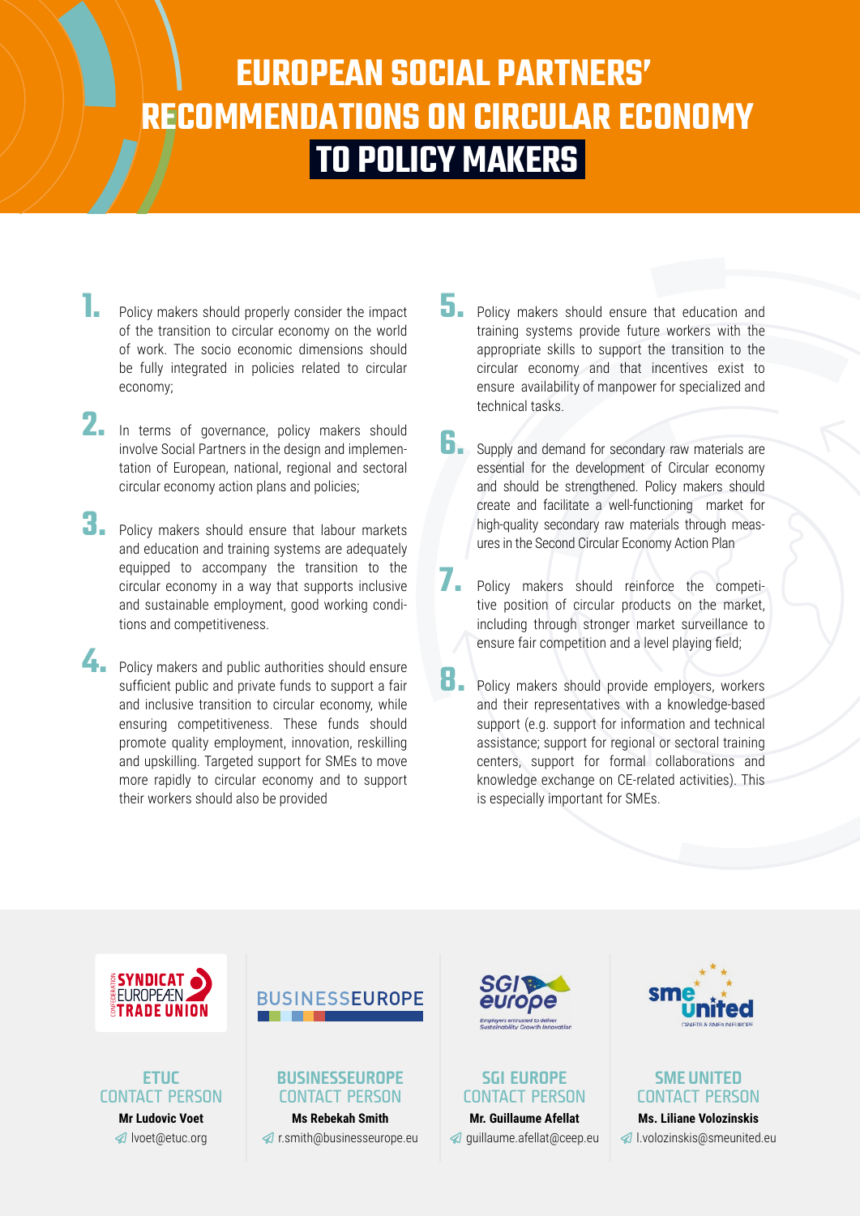# EUROPEAN SOCIAL PARTNERS' RECOMMENDATIONS ON CIRCULAR ECONOMY TO POLICY MAKERS

1. Policy makers should properly consider the impact of the transition to circular economy on the world of work. The socio economic dimensions should be fully integrated in policies related to circular economy;

2. In terms of governance, policy makers should involve Social Partners in the design and implementation of European, national, regional and sectoral circular economy action plans and policies;

3. Policy makers should ensure that labour markets and education and training systems are adequately equipped to accompany the transition to the circular economy in a way that supports inclusive and sustainable employment, good working conditions and competitiveness.

4. Policy makers and public authorities should ensure sufficient public and private funds to support a fair and inclusive transition to circular economy, while ensuring competitiveness. These funds should promote quality employment, innovation, reskilling and upskilling. Targeted support for SMEs to move more rapidly to circular economy and to support their workers should also be provided

5. Policy makers should ensure that education and training systems provide future workers with the appropriate skills to support the transition to the circular economy and that incentives exist to ensure availability of manpower for specialized and technical tasks.

6. Supply and demand for secondary raw materials are essential for the development of Circular economy and should be strengthened. Policy makers should create and facilitate a well-functioning market for high-quality secondary raw materials through measures in the Second Circular Economy Action Plan

7. Policy makers should reinforce the competitive position of circular products on the market, including through stronger market surveillance to ensure fair competition and a level playing field;

8. Policy makers should provide employers, workers and their representatives with a knowledge-based support (e.g. support for information and technical assistance; support for regional or sectoral training centers, support for formal collaborations and knowledge exchange on CE-related activities). This is especially important for SMEs.

CONFEDERATION SYNDICAT EUROPÉEN TRADE UNION

**ETUC CONTACT PERSON**
**Mr Ludovic Voet**
lvoet@etuc.org

BUSINESSEUROPE

**BUSINESSEUROPE CONTACT PERSON**
**Ms Rebekah Smith**
r.smith@businesseurope.eu

SGI europe
*Employers entrusted to deliver Sustainability Growth Innovation*

**SGI EUROPE CONTACT PERSON**
**Mr. Guillaume Afellat**
guillaume.afellat@ceep.eu

sme united
CRAFTS & SMEs IN EUROPE

**SME UNITED CONTACT PERSON**
**Ms. Liliane Volozinskis**
l.volozinskis@smeunited.eu